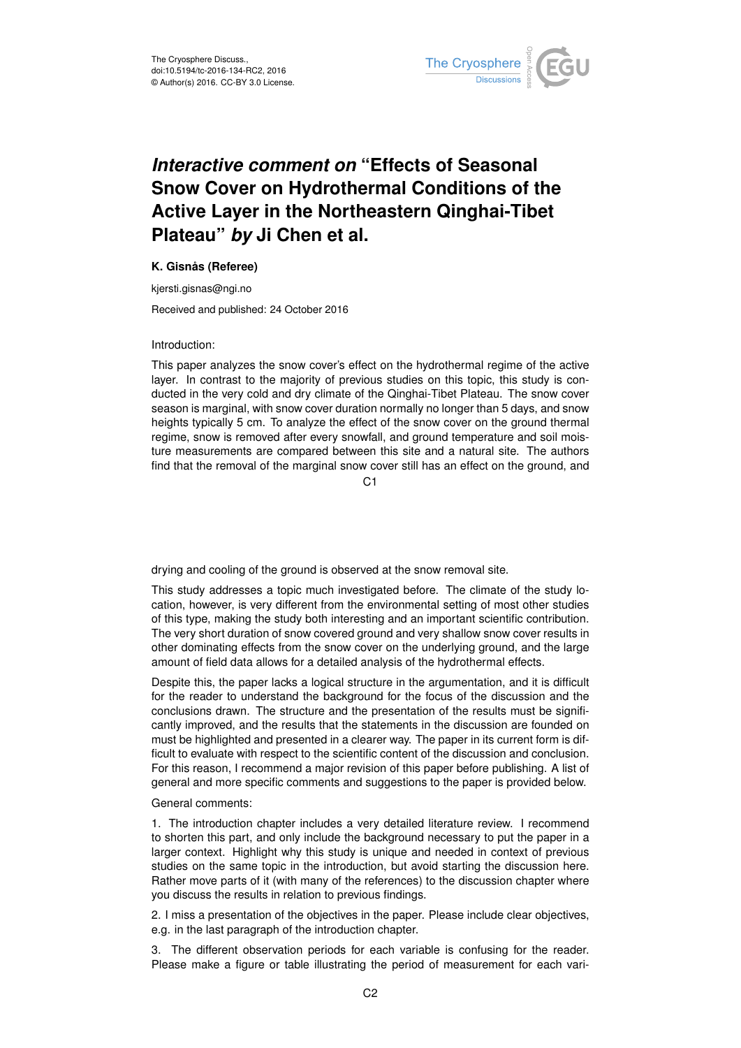# *Interactive comment on* "Effects of Seasonal Snow Cover on Hydrothermal Conditions of the Active Layer in the Northeastern Qinghai-Tibet Plateau" *by* Ji Chen et al.

### K. Gisnås (Referee)

kjersti.gisnas@ngi.no

Received and published: 24 October 2016

Introduction:

This paper analyzes the snow cover's effect on the hydrothermal regime of the active layer. In contrast to the majority of previous studies on this topic, this study is conducted in the very cold and dry climate of the Qinghai-Tibet Plateau. The snow cover season is marginal, with snow cover duration normally no longer than 5 days, and snow heights typically 5 cm. To analyze the effect of the snow cover on the ground thermal regime, snow is removed after every snowfall, and ground temperature and soil moisture measurements are compared between this site and a natural site. The authors find that the removal of the marginal snow cover still has an effect on the ground, and drying and cooling of the ground is observed at the snow removal site.

This study addresses a topic much investigated before. The climate of the study location, however, is very different from the environmental setting of most other studies of this type, making the study both interesting and an important scientific contribution. The very short duration of snow covered ground and very shallow snow cover results in other dominating effects from the snow cover on the underlying ground, and the large amount of field data allows for a detailed analysis of the hydrothermal effects.

Despite this, the paper lacks a logical structure in the argumentation, and it is difficult for the reader to understand the background for the focus of the discussion and the conclusions drawn. The structure and the presentation of the results must be significantly improved, and the results that the statements in the discussion are founded on must be highlighted and presented in a clearer way. The paper in its current form is difficult to evaluate with respect to the scientific content of the discussion and conclusion. For this reason, I recommend a major revision of this paper before publishing. A list of general and more specific comments and suggestions to the paper is provided below.

General comments:

1. The introduction chapter includes a very detailed literature review. I recommend to shorten this part, and only include the background necessary to put the paper in a larger context. Highlight why this study is unique and needed in context of previous studies on the same topic in the introduction, but avoid starting the discussion here. Rather move parts of it (with many of the references) to the discussion chapter where you discuss the results in relation to previous findings.

2. I miss a presentation of the objectives in the paper. Please include clear objectives, e.g. in the last paragraph of the introduction chapter.

3. The different observation periods for each variable is confusing for the reader. Please make a figure or table illustrating the period of measurement for each vari-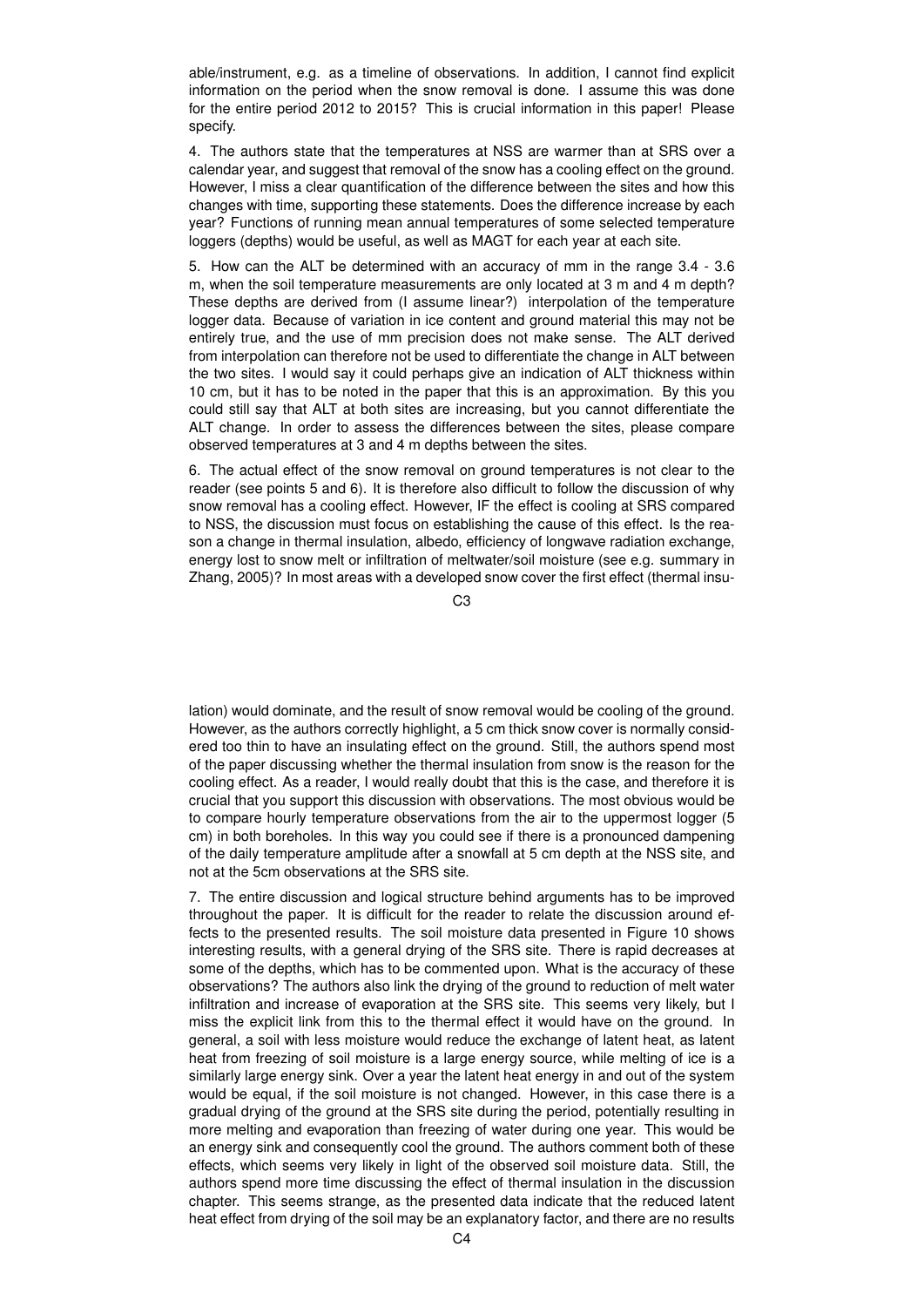able/instrument, e.g. as a timeline of observations. In addition, I cannot find explicit information on the period when the snow removal is done. I assume this was done for the entire period 2012 to 2015? This is crucial information in this paper! Please specify.

4. The authors state that the temperatures at NSS are warmer than at SRS over a calendar year, and suggest that removal of the snow has a cooling effect on the ground. However, I miss a clear quantification of the difference between the sites and how this changes with time, supporting these statements. Does the difference increase by each year? Functions of running mean annual temperatures of some selected temperature loggers (depths) would be useful, as well as MAGT for each year at each site.

5. How can the ALT be determined with an accuracy of mm in the range 3.4 - 3.6 m, when the soil temperature measurements are only located at 3 m and 4 m depth? These depths are derived from (I assume linear?) interpolation of the temperature logger data. Because of variation in ice content and ground material this may not be entirely true, and the use of mm precision does not make sense. The ALT derived from interpolation can therefore not be used to differentiate the change in ALT between the two sites. I would say it could perhaps give an indication of ALT thickness within 10 cm, but it has to be noted in the paper that this is an approximation. By this you could still say that ALT at both sites are increasing, but you cannot differentiate the ALT change. In order to assess the differences between the sites, please compare observed temperatures at 3 and 4 m depths between the sites.

6. The actual effect of the snow removal on ground temperatures is not clear to the reader (see points 5 and 6). It is therefore also difficult to follow the discussion of why snow removal has a cooling effect. However, IF the effect is cooling at SRS compared to NSS, the discussion must focus on establishing the cause of this effect. Is the reason a change in thermal insulation, albedo, efficiency of longwave radiation exchange, energy lost to snow melt or infiltration of meltwater/soil moisture (see e.g. summary in Zhang, 2005)? In most areas with a developed snow cover the first effect (thermal insulation) would dominate, and the result of snow removal would be cooling of the ground. However, as the authors correctly highlight, a 5 cm thick snow cover is normally considered too thin to have an insulating effect on the ground. Still, the authors spend most of the paper discussing whether the thermal insulation from snow is the reason for the cooling effect. As a reader, I would really doubt that this is the case, and therefore it is crucial that you support this discussion with observations. The most obvious would be to compare hourly temperature observations from the air to the uppermost logger (5 cm) in both boreholes. In this way you could see if there is a pronounced dampening of the daily temperature amplitude after a snowfall at 5 cm depth at the NSS site, and not at the 5cm observations at the SRS site.

7. The entire discussion and logical structure behind arguments has to be improved throughout the paper. It is difficult for the reader to relate the discussion around effects to the presented results. The soil moisture data presented in Figure 10 shows interesting results, with a general drying of the SRS site. There is rapid decreases at some of the depths, which has to be commented upon. What is the accuracy of these observations? The authors also link the drying of the ground to reduction of melt water infiltration and increase of evaporation at the SRS site. This seems very likely, but I miss the explicit link from this to the thermal effect it would have on the ground. In general, a soil with less moisture would reduce the exchange of latent heat, as latent heat from freezing of soil moisture is a large energy source, while melting of ice is a similarly large energy sink. Over a year the latent heat energy in and out of the system would be equal, if the soil moisture is not changed. However, in this case there is a gradual drying of the ground at the SRS site during the period, potentially resulting in more melting and evaporation than freezing of water during one year. This would be an energy sink and consequently cool the ground. The authors comment both of these effects, which seems very likely in light of the observed soil moisture data. Still, the authors spend more time discussing the effect of thermal insulation in the discussion chapter. This seems strange, as the presented data indicate that the reduced latent heat effect from drying of the soil may be an explanatory factor, and there are no results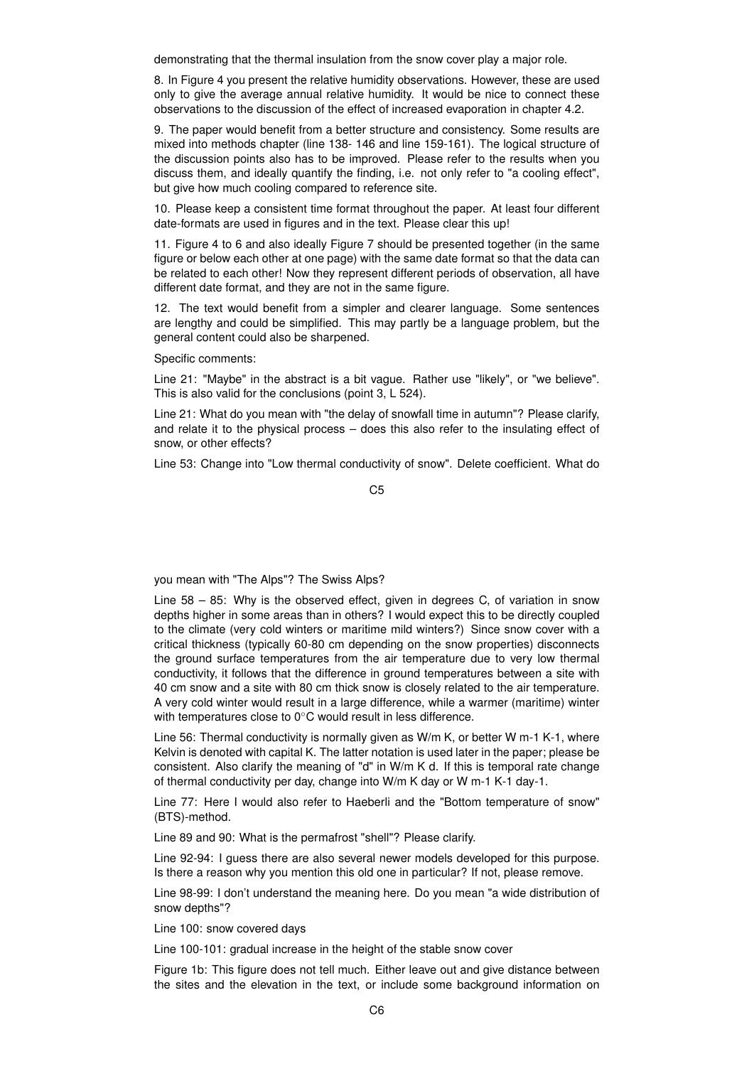demonstrating that the thermal insulation from the snow cover play a major role.

8. In Figure 4 you present the relative humidity observations. However, these are used only to give the average annual relative humidity. It would be nice to connect these observations to the discussion of the effect of increased evaporation in chapter 4.2.

9. The paper would benefit from a better structure and consistency. Some results are mixed into methods chapter (line 138- 146 and line 159-161). The logical structure of the discussion points also has to be improved. Please refer to the results when you discuss them, and ideally quantify the finding, i.e. not only refer to "a cooling effect", but give how much cooling compared to reference site.

10. Please keep a consistent time format throughout the paper. At least four different date-formats are used in figures and in the text. Please clear this up!

11. Figure 4 to 6 and also ideally Figure 7 should be presented together (in the same figure or below each other at one page) with the same date format so that the data can be related to each other! Now they represent different periods of observation, all have different date format, and they are not in the same figure.

12. The text would benefit from a simpler and clearer language. Some sentences are lengthy and could be simplified. This may partly be a language problem, but the general content could also be sharpened.

Specific comments:

Line 21: "Maybe" in the abstract is a bit vague. Rather use "likely", or "we believe". This is also valid for the conclusions (point 3, L 524).

Line 21: What do you mean with "the delay of snowfall time in autumn"? Please clarify, and relate it to the physical process – does this also refer to the insulating effect of snow, or other effects?

Line 53: Change into "Low thermal conductivity of snow". Delete coefficient. What do you mean with "The Alps"? The Swiss Alps?

Line 58 – 85: Why is the observed effect, given in degrees C, of variation in snow depths higher in some areas than in others? I would expect this to be directly coupled to the climate (very cold winters or maritime mild winters?) Since snow cover with a critical thickness (typically 60-80 cm depending on the snow properties) disconnects the ground surface temperatures from the air temperature due to very low thermal conductivity, it follows that the difference in ground temperatures between a site with 40 cm snow and a site with 80 cm thick snow is closely related to the air temperature. A very cold winter would result in a large difference, while a warmer (maritime) winter with temperatures close to 0°C would result in less difference.

Line 56: Thermal conductivity is normally given as W/m K, or better W m-1 K-1, where Kelvin is denoted with capital K. The latter notation is used later in the paper; please be consistent. Also clarify the meaning of "d" in W/m K d. If this is temporal rate change of thermal conductivity per day, change into W/m K day or W m-1 K-1 day-1.

Line 77: Here I would also refer to Haeberli and the "Bottom temperature of snow" (BTS)-method.

Line 89 and 90: What is the permafrost "shell"? Please clarify.

Line 92-94: I guess there are also several newer models developed for this purpose. Is there a reason why you mention this old one in particular? If not, please remove.

Line 98-99: I don't understand the meaning here. Do you mean "a wide distribution of snow depths"?

Line 100: snow covered days

Line 100-101: gradual increase in the height of the stable snow cover

Figure 1b: This figure does not tell much. Either leave out and give distance between the sites and the elevation in the text, or include some background information on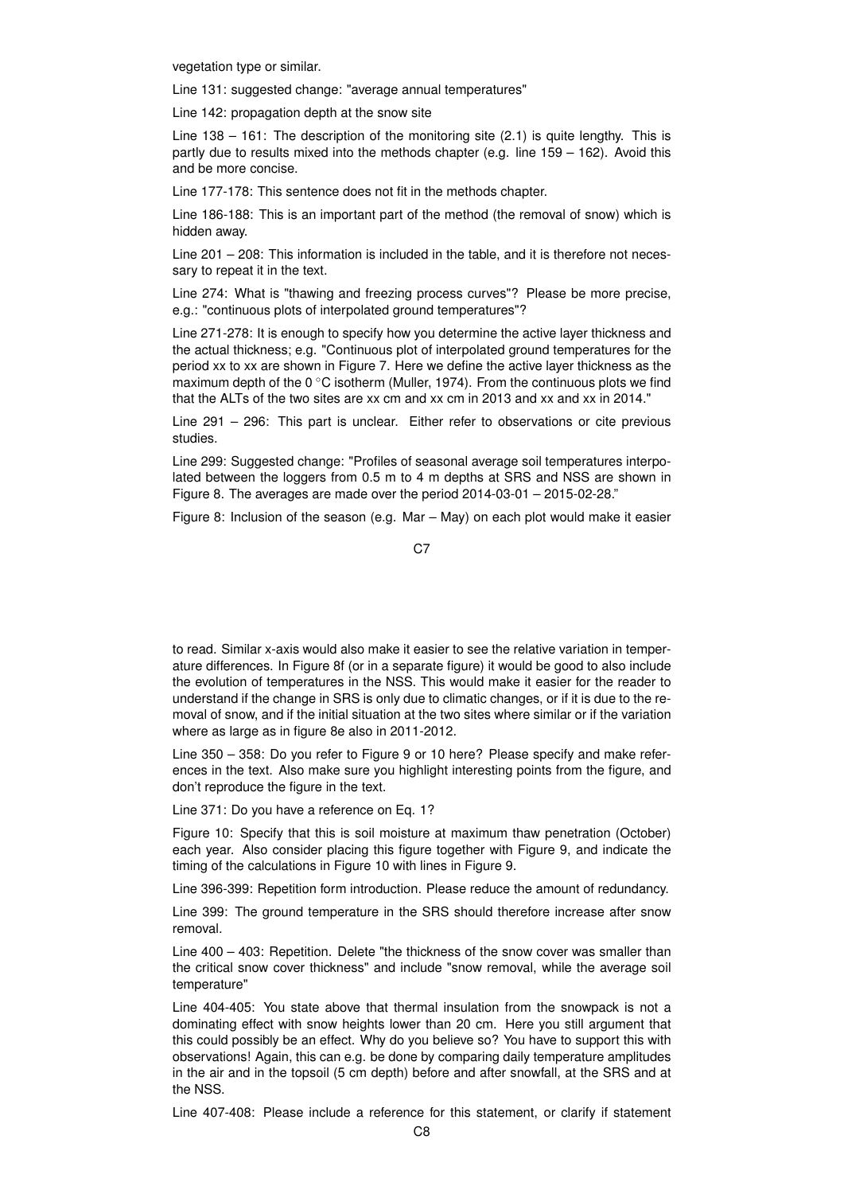vegetation type or similar.

Line 131: suggested change: "average annual temperatures"

Line 142: propagation depth at the snow site

Line 138 – 161: The description of the monitoring site (2.1) is quite lengthy. This is partly due to results mixed into the methods chapter (e.g. line 159 – 162). Avoid this and be more concise.

Line 177-178: This sentence does not fit in the methods chapter.

Line 186-188: This is an important part of the method (the removal of snow) which is hidden away.

Line 201 – 208: This information is included in the table, and it is therefore not necessary to repeat it in the text.

Line 274: What is "thawing and freezing process curves"? Please be more precise, e.g.: "continuous plots of interpolated ground temperatures"?

Line 271-278: It is enough to specify how you determine the active layer thickness and the actual thickness; e.g. "Continuous plot of interpolated ground temperatures for the period xx to xx are shown in Figure 7. Here we define the active layer thickness as the maximum depth of the 0 °C isotherm (Muller, 1974). From the continuous plots we find that the ALTs of the two sites are xx cm and xx cm in 2013 and xx and xx in 2014."

Line 291 – 296: This part is unclear. Either refer to observations or cite previous studies.

Line 299: Suggested change: "Profiles of seasonal average soil temperatures interpolated between the loggers from 0.5 m to 4 m depths at SRS and NSS are shown in Figure 8. The averages are made over the period 2014-03-01 – 2015-02-28."

Figure 8: Inclusion of the season (e.g. Mar – May) on each plot would make it easier to read. Similar x-axis would also make it easier to see the relative variation in temperature differences. In Figure 8f (or in a separate figure) it would be good to also include the evolution of temperatures in the NSS. This would make it easier for the reader to understand if the change in SRS is only due to climatic changes, or if it is due to the removal of snow, and if the initial situation at the two sites where similar or if the variation where as large as in figure 8e also in 2011-2012.

Line 350 – 358: Do you refer to Figure 9 or 10 here? Please specify and make references in the text. Also make sure you highlight interesting points from the figure, and don't reproduce the figure in the text.

Line 371: Do you have a reference on Eq. 1?

Figure 10: Specify that this is soil moisture at maximum thaw penetration (October) each year. Also consider placing this figure together with Figure 9, and indicate the timing of the calculations in Figure 10 with lines in Figure 9.

Line 396-399: Repetition form introduction. Please reduce the amount of redundancy.

Line 399: The ground temperature in the SRS should therefore increase after snow removal.

Line 400 – 403: Repetition. Delete "the thickness of the snow cover was smaller than the critical snow cover thickness" and include "snow removal, while the average soil temperature"

Line 404-405: You state above that thermal insulation from the snowpack is not a dominating effect with snow heights lower than 20 cm. Here you still argument that this could possibly be an effect. Why do you believe so? You have to support this with observations! Again, this can e.g. be done by comparing daily temperature amplitudes in the air and in the topsoil (5 cm depth) before and after snowfall, at the SRS and at the NSS.

Line 407-408: Please include a reference for this statement, or clarify if statement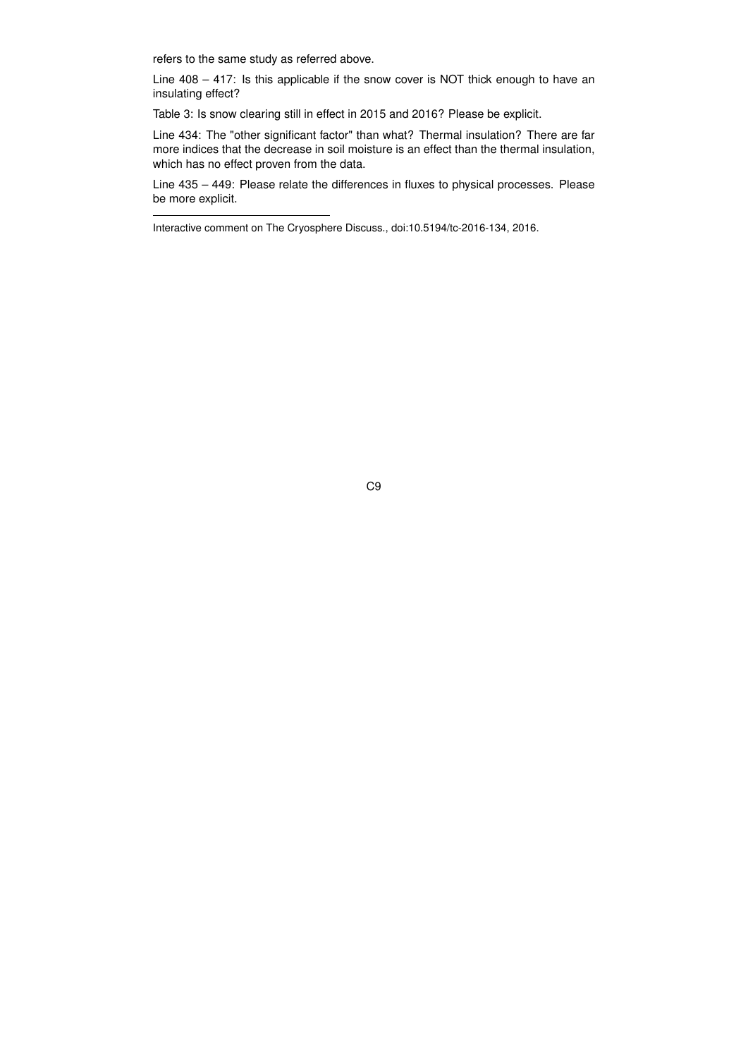refers to the same study as referred above.

Line 408 – 417: Is this applicable if the snow cover is NOT thick enough to have an insulating effect?

Table 3: Is snow clearing still in effect in 2015 and 2016? Please be explicit.

Line 434: The "other significant factor" than what? Thermal insulation? There are far more indices that the decrease in soil moisture is an effect than the thermal insulation, which has no effect proven from the data.

Line 435 – 449: Please relate the differences in fluxes to physical processes. Please be more explicit.

---

Interactive comment on The Cryosphere Discuss., doi:10.5194/tc-2016-134, 2016.